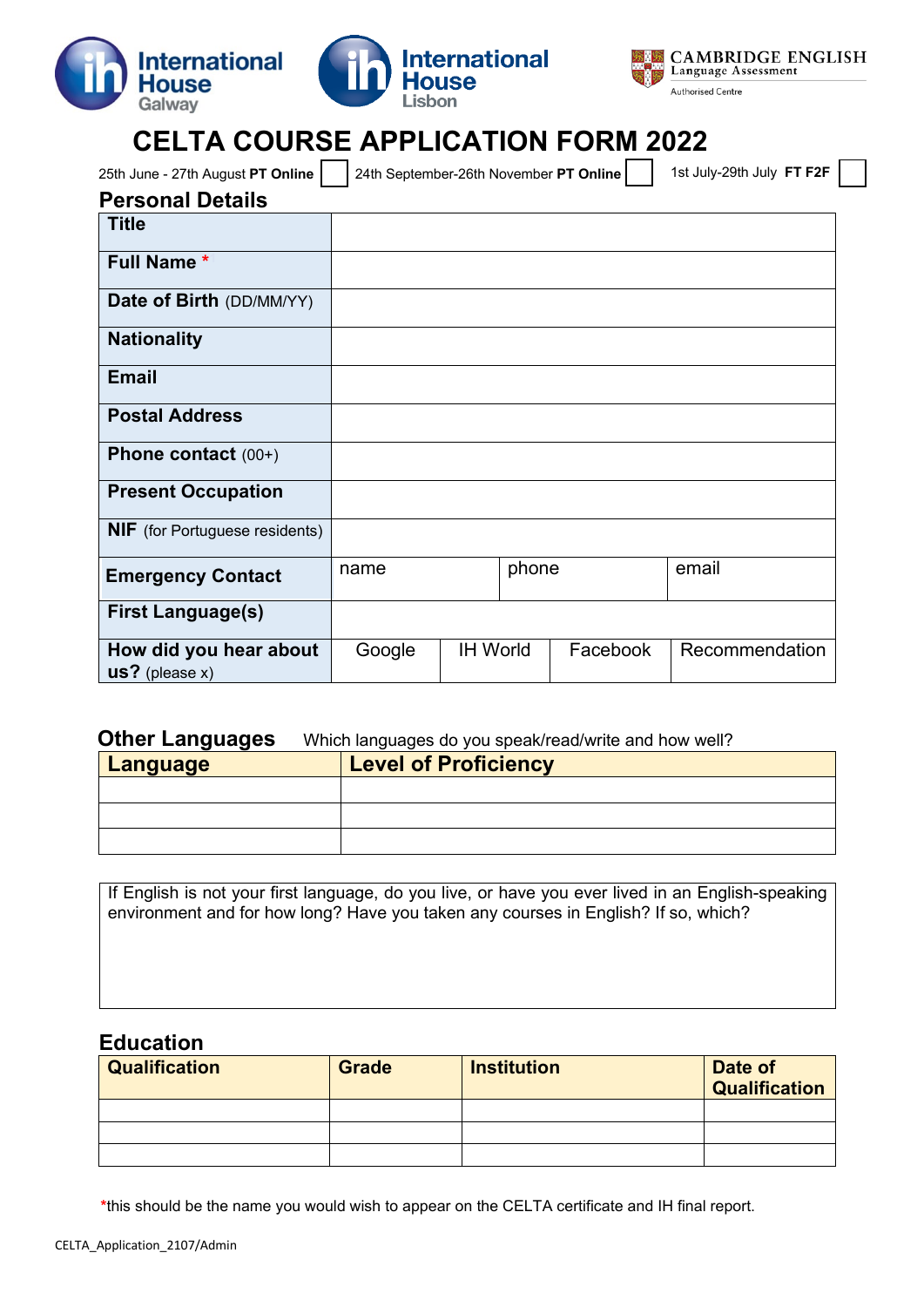International House Galway | International House Lisbon | CAMBRIDGE ENGLISH Language Assessment Authorised Centre

# CELTA COURSE APPLICATION FORM 2022

25th June - 27th August **PT Online** ☐ 24th September-26th November **PT Online** ☐ 1st July-29th July **FT F2F** ☐

## Personal Details

| | | | | |
|---|---|---|---|---|
| **Title** | | | | |
| **Full Name** * | | | | |
| **Date of Birth** (DD/MM/YY) | | | | |
| **Nationality** | | | | |
| **Email** | | | | |
| **Postal Address** | | | | |
| **Phone contact** (00+) | | | | |
| **Present Occupation** | | | | |
| **NIF** (for Portuguese residents) | | | | |
| **Emergency Contact** | name | phone | email | |
| **First Language(s)** | | | | |
| **How did you hear about us?** (please x) | Google | IH World | Facebook | Recommendation |

## Other Languages

Which languages do you speak/read/write and how well?

| Language | Level of Proficiency |
|---|---|
| | |
| | |
| | |

| If English is not your first language, do you live, or have you ever lived in an English-speaking environment and for how long? Have you taken any courses in English? If so, which? |
|---|
| |

## Education

| Qualification | Grade | Institution | Date of Qualification |
|---|---|---|---|
| | | | |
| | | | |
| | | | |

*this should be the name you would wish to appear on the CELTA certificate and IH final report.

CELTA_Application_2107/Admin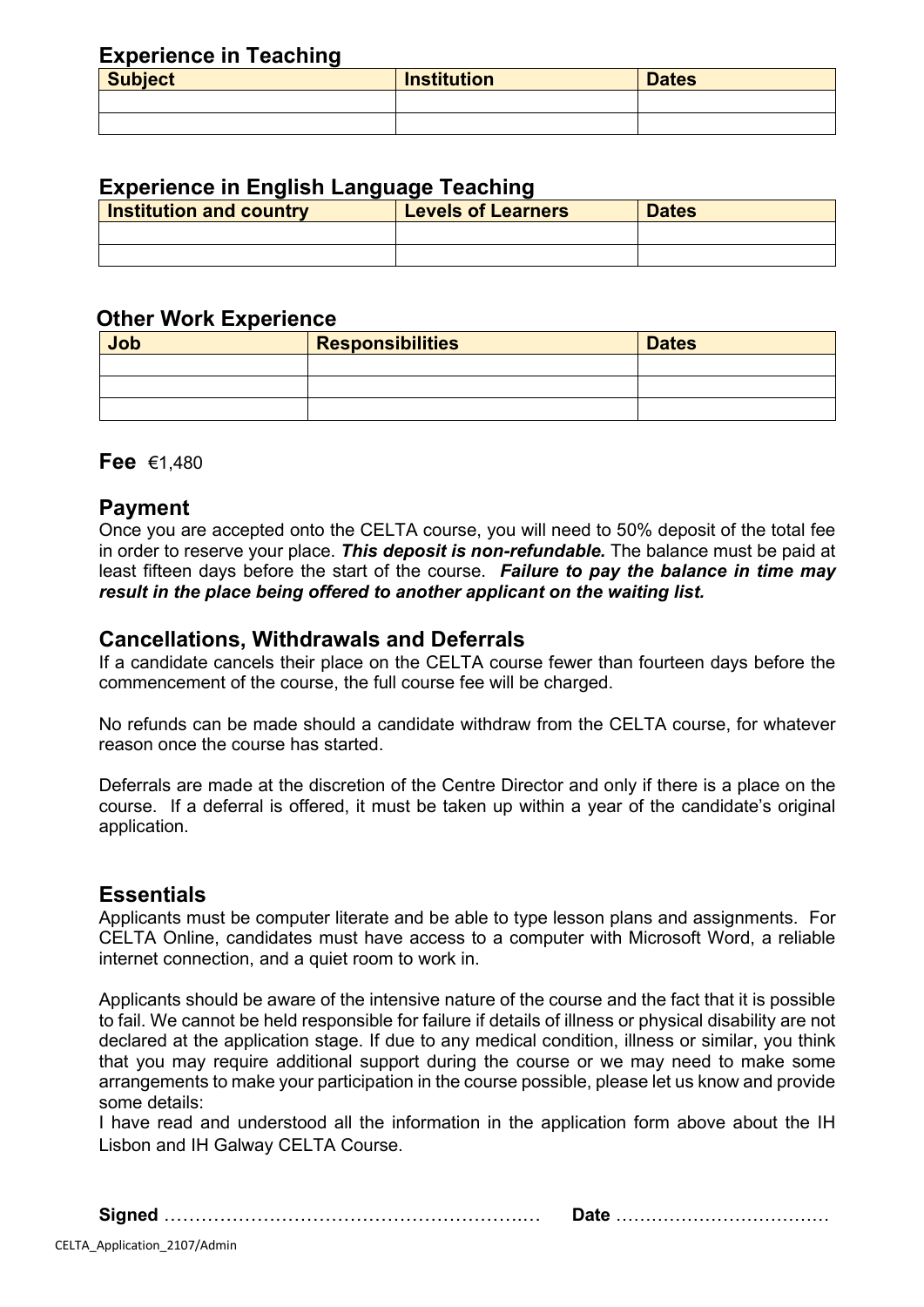## Experience in Teaching

| Subject | Institution | Dates |
| --- | --- | --- |
| | | |
| | | |

## Experience in English Language Teaching

| Institution and country | Levels of Learners | Dates |
| --- | --- | --- |
| | | |
| | | |

## Other Work Experience

| Job | Responsibilities | Dates |
| --- | --- | --- |
| | | |
| | | |
| | | |

**Fee** €1,480

## Payment

Once you are accepted onto the CELTA course, you will need to 50% deposit of the total fee in order to reserve your place. ***This deposit is non-refundable.*** The balance must be paid at least fifteen days before the start of the course. ***Failure to pay the balance in time may result in the place being offered to another applicant on the waiting list.***

## Cancellations, Withdrawals and Deferrals

If a candidate cancels their place on the CELTA course fewer than fourteen days before the commencement of the course, the full course fee will be charged.

No refunds can be made should a candidate withdraw from the CELTA course, for whatever reason once the course has started.

Deferrals are made at the discretion of the Centre Director and only if there is a place on the course. If a deferral is offered, it must be taken up within a year of the candidate's original application.

## Essentials

Applicants must be computer literate and be able to type lesson plans and assignments. For CELTA Online, candidates must have access to a computer with Microsoft Word, a reliable internet connection, and a quiet room to work in.

Applicants should be aware of the intensive nature of the course and the fact that it is possible to fail. We cannot be held responsible for failure if details of illness or physical disability are not declared at the application stage. If due to any medical condition, illness or similar, you think that you may require additional support during the course or we may need to make some arrangements to make your participation in the course possible, please let us know and provide some details:

I have read and understood all the information in the application form above about the IH Lisbon and IH Galway CELTA Course.

**Signed** …………………………………………………….… **Date** ………………………………

CELTA_Application_2107/Admin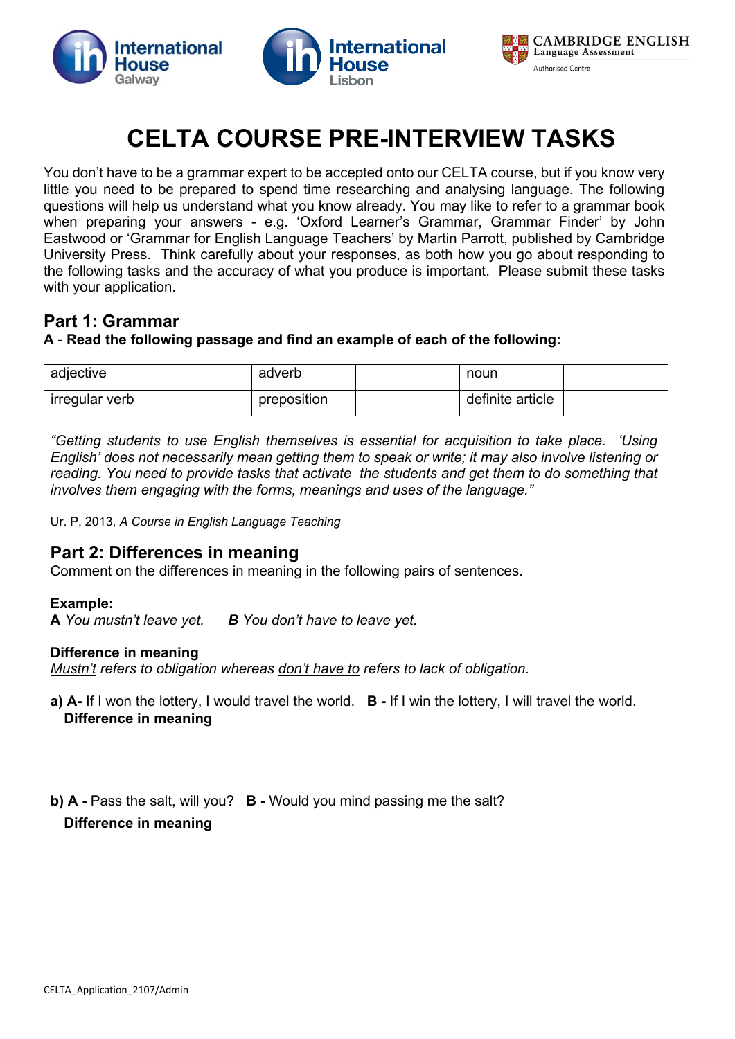International House Galway | International House Lisbon | CAMBRIDGE ENGLISH Language Assessment Authorised Centre

# CELTA COURSE PRE-INTERVIEW TASKS

You don't have to be a grammar expert to be accepted onto our CELTA course, but if you know very little you need to be prepared to spend time researching and analysing language. The following questions will help us understand what you know already. You may like to refer to a grammar book when preparing your answers - e.g. 'Oxford Learner's Grammar, Grammar Finder' by John Eastwood or 'Grammar for English Language Teachers' by Martin Parrott, published by Cambridge University Press. Think carefully about your responses, as both how you go about responding to the following tasks and the accuracy of what you produce is important. Please submit these tasks with your application.

## Part 1: Grammar

**A - Read the following passage and find an example of each of the following:**

| adjective | | adverb | | noun | |
|---|---|---|---|---|---|
| irregular verb | | preposition | | definite article | |

*"Getting students to use English themselves is essential for acquisition to take place. 'Using English' does not necessarily mean getting them to speak or write; it may also involve listening or reading. You need to provide tasks that activate the students and get them to do something that involves them engaging with the forms, meanings and uses of the language."*

Ur. P, 2013, *A Course in English Language Teaching*

## Part 2: Differences in meaning

Comment on the differences in meaning in the following pairs of sentences.

**Example:**

**A** *You mustn't leave yet.* **B** *You don't have to leave yet.*

**Difference in meaning**

*Mustn't refers to obligation whereas don't have to refers to lack of obligation.*

**a) A-** If I won the lottery, I would travel the world. **B -** If I win the lottery, I will travel the world.

**Difference in meaning**

**b) A -** Pass the salt, will you? **B -** Would you mind passing me the salt?

**Difference in meaning**

CELTA_Application_2107/Admin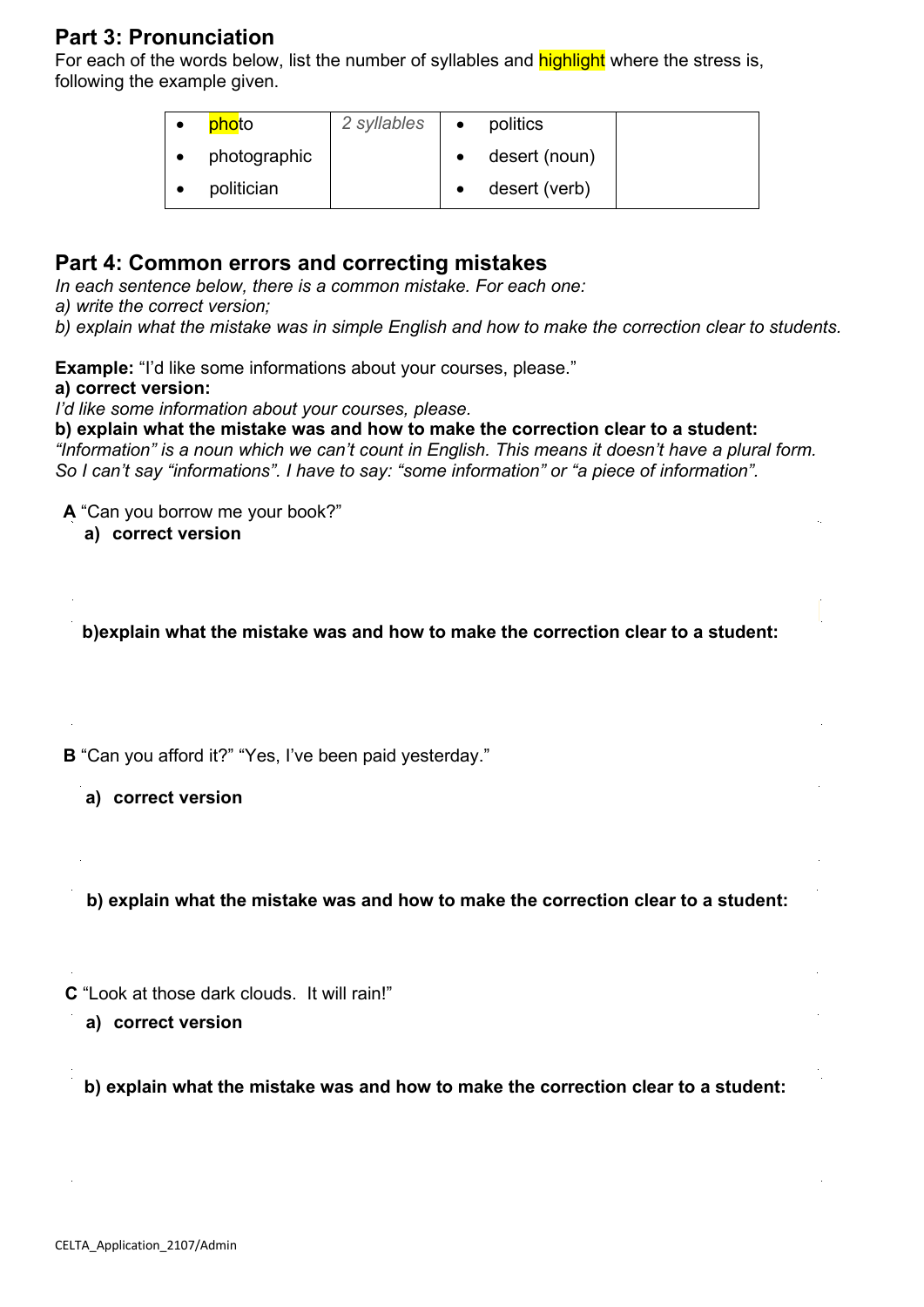## Part 3: Pronunciation

For each of the words below, list the number of syllables and highlight where the stress is, following the example given.

| | | | |
|---|---|---|---|
| • **pho**to<br>• photographic<br>• politician | *2 syllables* | • politics<br>• desert (noun)<br>• desert (verb) | |

## Part 4: Common errors and correcting mistakes

*In each sentence below, there is a common mistake. For each one:*
*a) write the correct version;*
*b) explain what the mistake was in simple English and how to make the correction clear to students.*

**Example:** "I'd like some informations about your courses, please."
**a) correct version:**
*I'd like some information about your courses, please.*
**b) explain what the mistake was and how to make the correction clear to a student:**
*"Information" is a noun which we can't count in English. This means it doesn't have a plural form. So I can't say "informations". I have to say: "some information" or "a piece of information".*

**A** "Can you borrow me your book?"

**a) correct version**

**b) explain what the mistake was and how to make the correction clear to a student:**

**B** "Can you afford it?" "Yes, I've been paid yesterday."

**a) correct version**

**b) explain what the mistake was and how to make the correction clear to a student:**

**C** "Look at those dark clouds. It will rain!"

**a) correct version**

**b) explain what the mistake was and how to make the correction clear to a student:**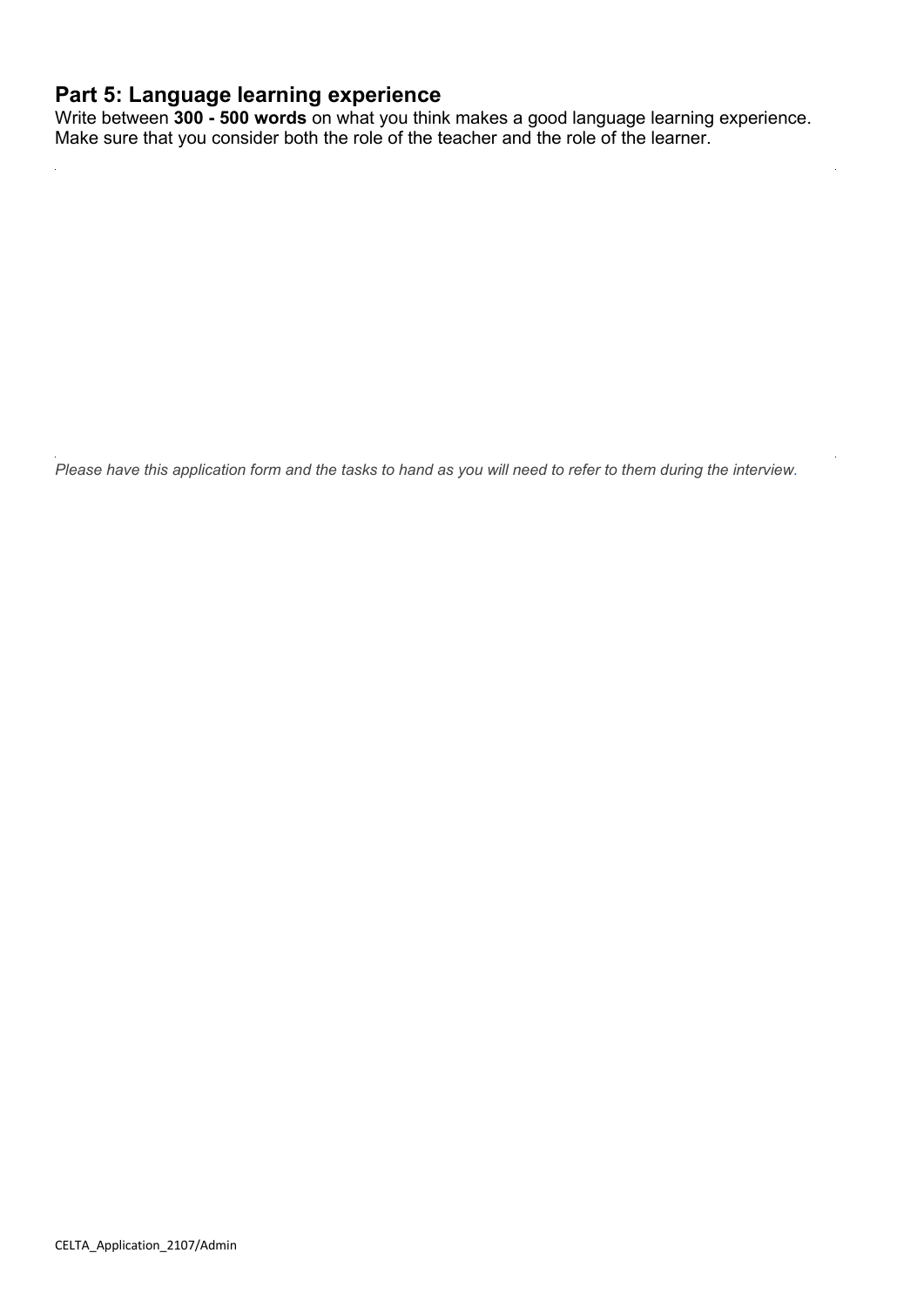## Part 5: Language learning experience

Write between **300 - 500 words** on what you think makes a good language learning experience. Make sure that you consider both the role of the teacher and the role of the learner.

*Please have this application form and the tasks to hand as you will need to refer to them during the interview.*